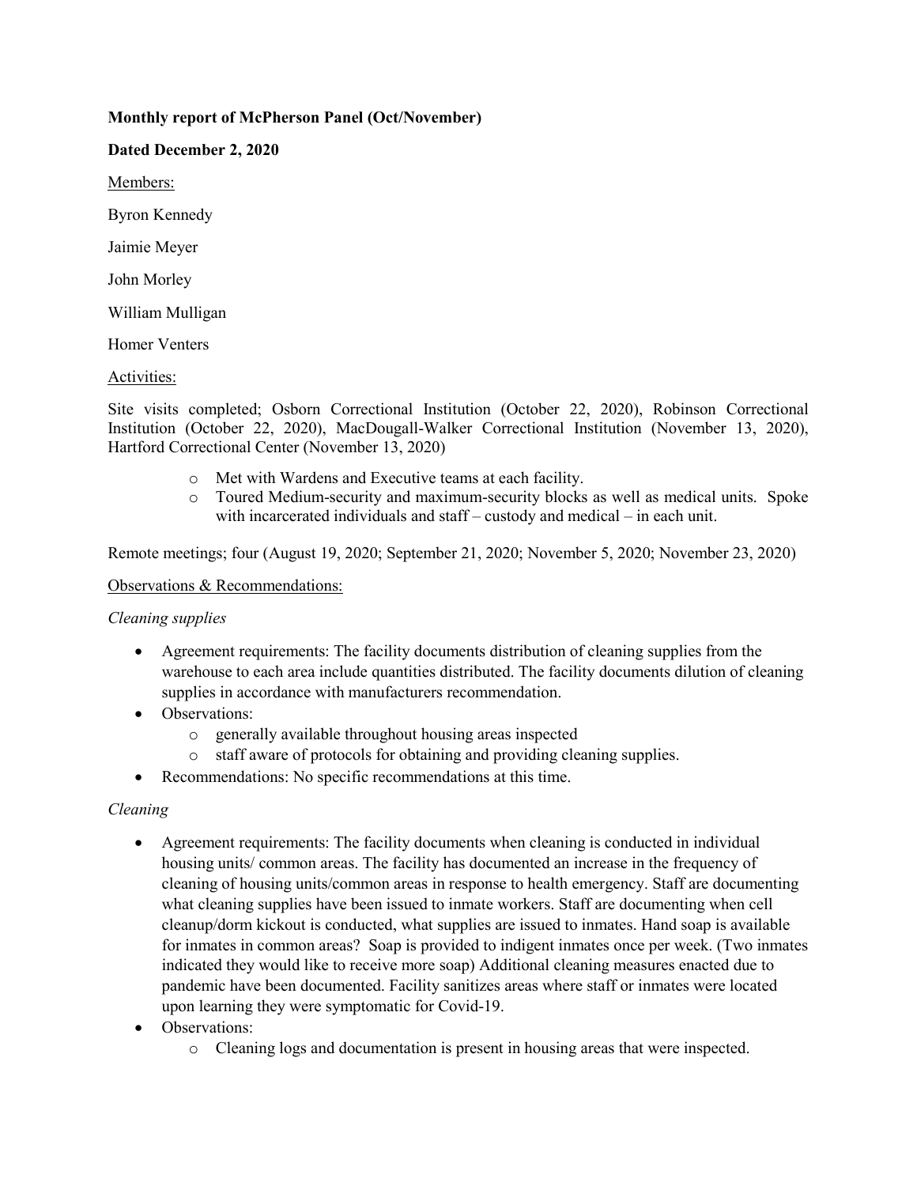**Monthly report of McPherson Panel (Oct/November)**

**Dated December 2, 2020**

Members:

Byron Kennedy

Jaimie Meyer

John Morley

William Mulligan

Homer Venters

Activities:

Site visits completed; Osborn Correctional Institution (October 22, 2020), Robinson Correctional Institution (October 22, 2020), MacDougall-Walker Correctional Institution (November 13, 2020), Hartford Correctional Center (November 13, 2020)

- Met with Wardens and Executive teams at each facility.
- Toured Medium-security and maximum-security blocks as well as medical units. Spoke with incarcerated individuals and staff – custody and medical – in each unit.

Remote meetings; four (August 19, 2020; September 21, 2020; November 5, 2020; November 23, 2020)

Observations & Recommendations:

*Cleaning supplies*

- Agreement requirements: The facility documents distribution of cleaning supplies from the warehouse to each area include quantities distributed. The facility documents dilution of cleaning supplies in accordance with manufacturers recommendation.
- Observations:
  - generally available throughout housing areas inspected
  - staff aware of protocols for obtaining and providing cleaning supplies.
- Recommendations: No specific recommendations at this time.

*Cleaning*

- Agreement requirements: The facility documents when cleaning is conducted in individual housing units/ common areas. The facility has documented an increase in the frequency of cleaning of housing units/common areas in response to health emergency. Staff are documenting what cleaning supplies have been issued to inmate workers. Staff are documenting when cell cleanup/dorm kickout is conducted, what supplies are issued to inmates. Hand soap is available for inmates in common areas? Soap is provided to indigent inmates once per week. (Two inmates indicated they would like to receive more soap) Additional cleaning measures enacted due to pandemic have been documented. Facility sanitizes areas where staff or inmates were located upon learning they were symptomatic for Covid-19.
- Observations:
  - Cleaning logs and documentation is present in housing areas that were inspected.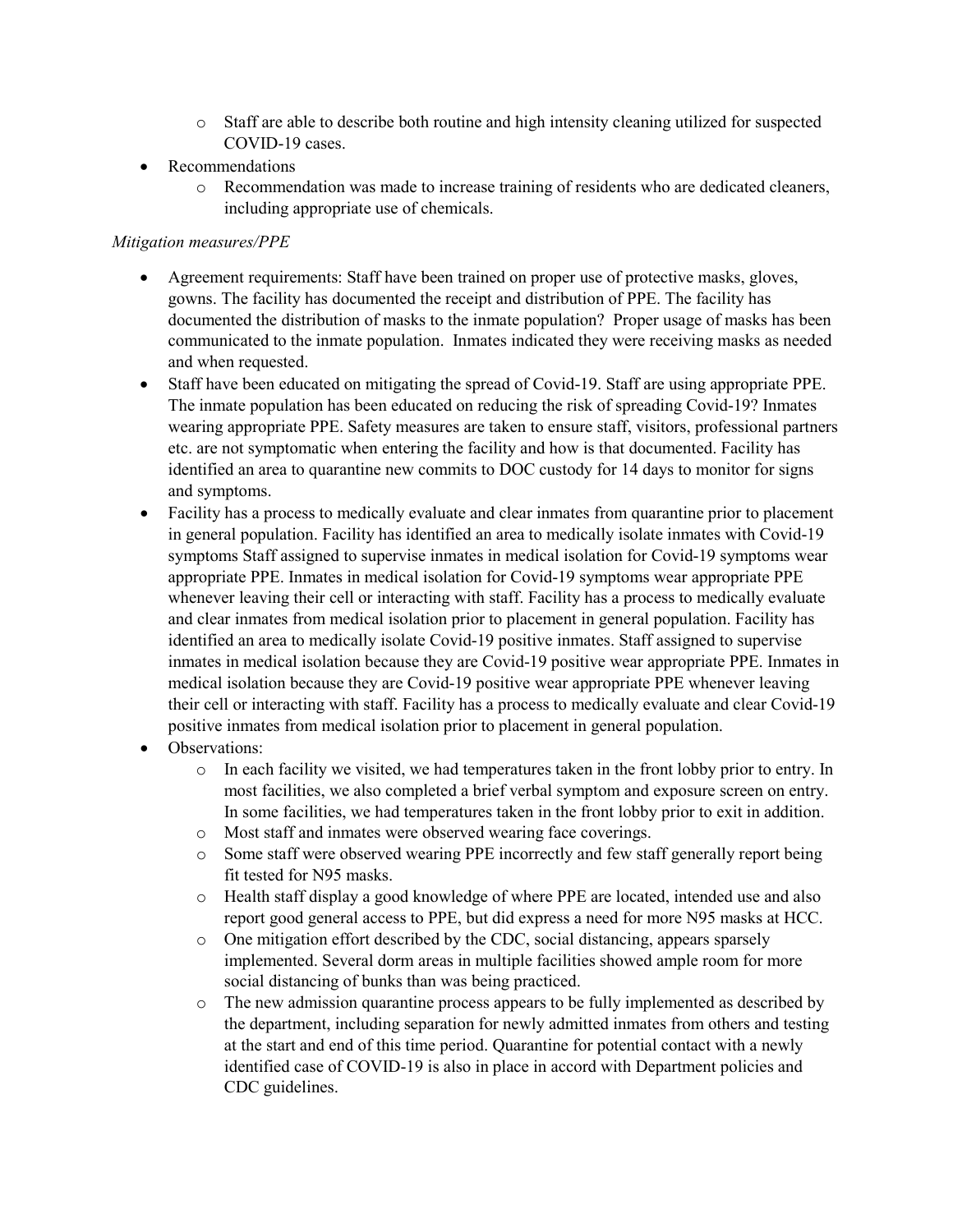- Staff are able to describe both routine and high intensity cleaning utilized for suspected COVID-19 cases.
- Recommendations
  - Recommendation was made to increase training of residents who are dedicated cleaners, including appropriate use of chemicals.

*Mitigation measures/PPE*

- Agreement requirements: Staff have been trained on proper use of protective masks, gloves, gowns. The facility has documented the receipt and distribution of PPE. The facility has documented the distribution of masks to the inmate population? Proper usage of masks has been communicated to the inmate population. Inmates indicated they were receiving masks as needed and when requested.
- Staff have been educated on mitigating the spread of Covid-19. Staff are using appropriate PPE. The inmate population has been educated on reducing the risk of spreading Covid-19? Inmates wearing appropriate PPE. Safety measures are taken to ensure staff, visitors, professional partners etc. are not symptomatic when entering the facility and how is that documented. Facility has identified an area to quarantine new commits to DOC custody for 14 days to monitor for signs and symptoms.
- Facility has a process to medically evaluate and clear inmates from quarantine prior to placement in general population. Facility has identified an area to medically isolate inmates with Covid-19 symptoms Staff assigned to supervise inmates in medical isolation for Covid-19 symptoms wear appropriate PPE. Inmates in medical isolation for Covid-19 symptoms wear appropriate PPE whenever leaving their cell or interacting with staff. Facility has a process to medically evaluate and clear inmates from medical isolation prior to placement in general population. Facility has identified an area to medically isolate Covid-19 positive inmates. Staff assigned to supervise inmates in medical isolation because they are Covid-19 positive wear appropriate PPE. Inmates in medical isolation because they are Covid-19 positive wear appropriate PPE whenever leaving their cell or interacting with staff. Facility has a process to medically evaluate and clear Covid-19 positive inmates from medical isolation prior to placement in general population.
- Observations:
  - In each facility we visited, we had temperatures taken in the front lobby prior to entry. In most facilities, we also completed a brief verbal symptom and exposure screen on entry. In some facilities, we had temperatures taken in the front lobby prior to exit in addition.
  - Most staff and inmates were observed wearing face coverings.
  - Some staff were observed wearing PPE incorrectly and few staff generally report being fit tested for N95 masks.
  - Health staff display a good knowledge of where PPE are located, intended use and also report good general access to PPE, but did express a need for more N95 masks at HCC.
  - One mitigation effort described by the CDC, social distancing, appears sparsely implemented. Several dorm areas in multiple facilities showed ample room for more social distancing of bunks than was being practiced.
  - The new admission quarantine process appears to be fully implemented as described by the department, including separation for newly admitted inmates from others and testing at the start and end of this time period. Quarantine for potential contact with a newly identified case of COVID-19 is also in place in accord with Department policies and CDC guidelines.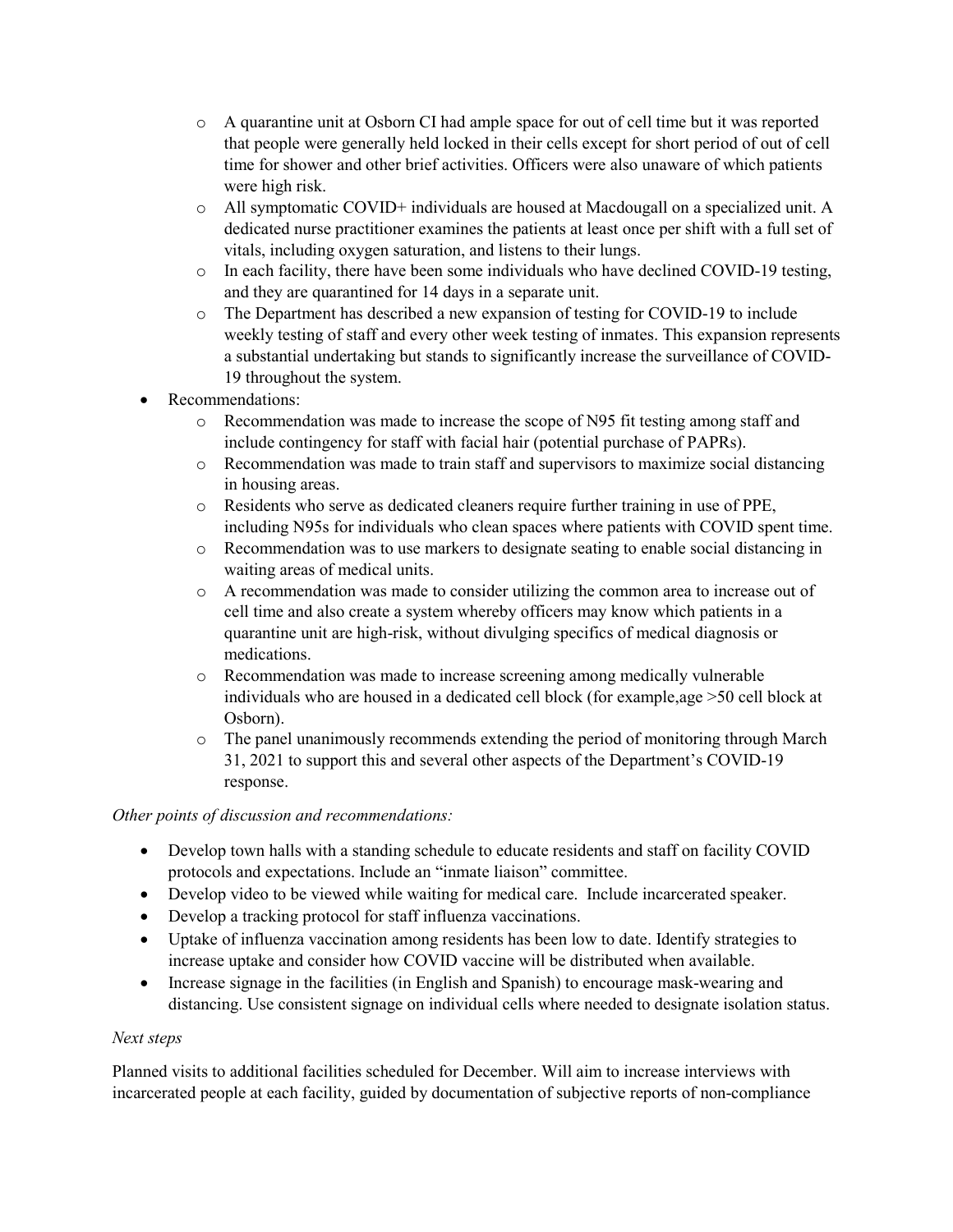- A quarantine unit at Osborn CI had ample space for out of cell time but it was reported that people were generally held locked in their cells except for short period of out of cell time for shower and other brief activities. Officers were also unaware of which patients were high risk.
  - All symptomatic COVID+ individuals are housed at Macdougall on a specialized unit. A dedicated nurse practitioner examines the patients at least once per shift with a full set of vitals, including oxygen saturation, and listens to their lungs.
  - In each facility, there have been some individuals who have declined COVID-19 testing, and they are quarantined for 14 days in a separate unit.
  - The Department has described a new expansion of testing for COVID-19 to include weekly testing of staff and every other week testing of inmates. This expansion represents a substantial undertaking but stands to significantly increase the surveillance of COVID-19 throughout the system.
- Recommendations:
  - Recommendation was made to increase the scope of N95 fit testing among staff and include contingency for staff with facial hair (potential purchase of PAPRs).
  - Recommendation was made to train staff and supervisors to maximize social distancing in housing areas.
  - Residents who serve as dedicated cleaners require further training in use of PPE, including N95s for individuals who clean spaces where patients with COVID spent time.
  - Recommendation was to use markers to designate seating to enable social distancing in waiting areas of medical units.
  - A recommendation was made to consider utilizing the common area to increase out of cell time and also create a system whereby officers may know which patients in a quarantine unit are high-risk, without divulging specifics of medical diagnosis or medications.
  - Recommendation was made to increase screening among medically vulnerable individuals who are housed in a dedicated cell block (for example,age >50 cell block at Osborn).
  - The panel unanimously recommends extending the period of monitoring through March 31, 2021 to support this and several other aspects of the Department's COVID-19 response.

*Other points of discussion and recommendations:*

- Develop town halls with a standing schedule to educate residents and staff on facility COVID protocols and expectations. Include an "inmate liaison" committee.
- Develop video to be viewed while waiting for medical care. Include incarcerated speaker.
- Develop a tracking protocol for staff influenza vaccinations.
- Uptake of influenza vaccination among residents has been low to date. Identify strategies to increase uptake and consider how COVID vaccine will be distributed when available.
- Increase signage in the facilities (in English and Spanish) to encourage mask-wearing and distancing. Use consistent signage on individual cells where needed to designate isolation status.

*Next steps*

Planned visits to additional facilities scheduled for December. Will aim to increase interviews with incarcerated people at each facility, guided by documentation of subjective reports of non-compliance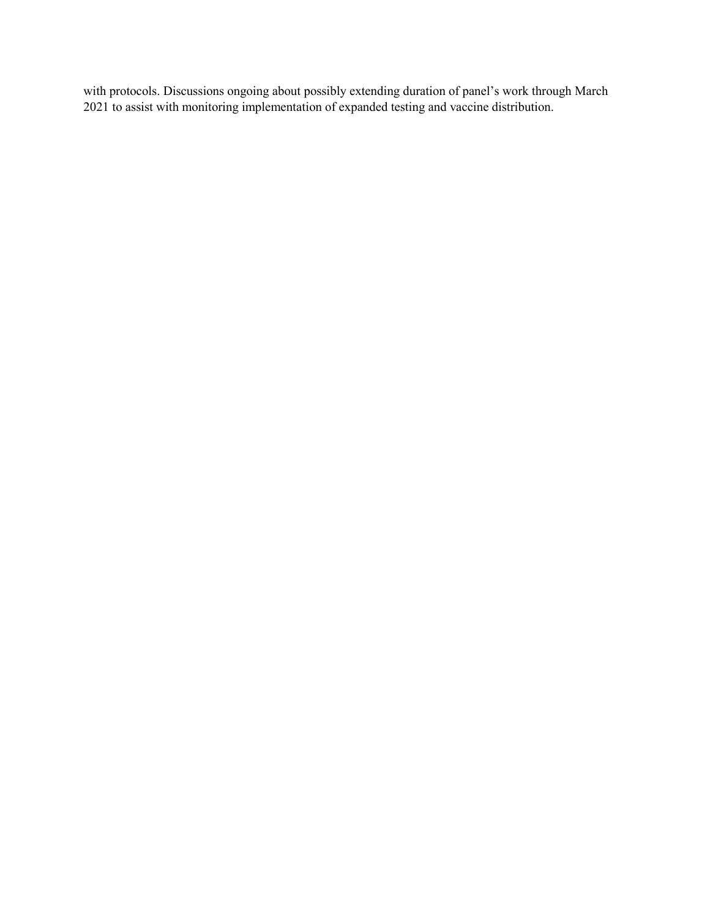with protocols. Discussions ongoing about possibly extending duration of panel's work through March 2021 to assist with monitoring implementation of expanded testing and vaccine distribution.